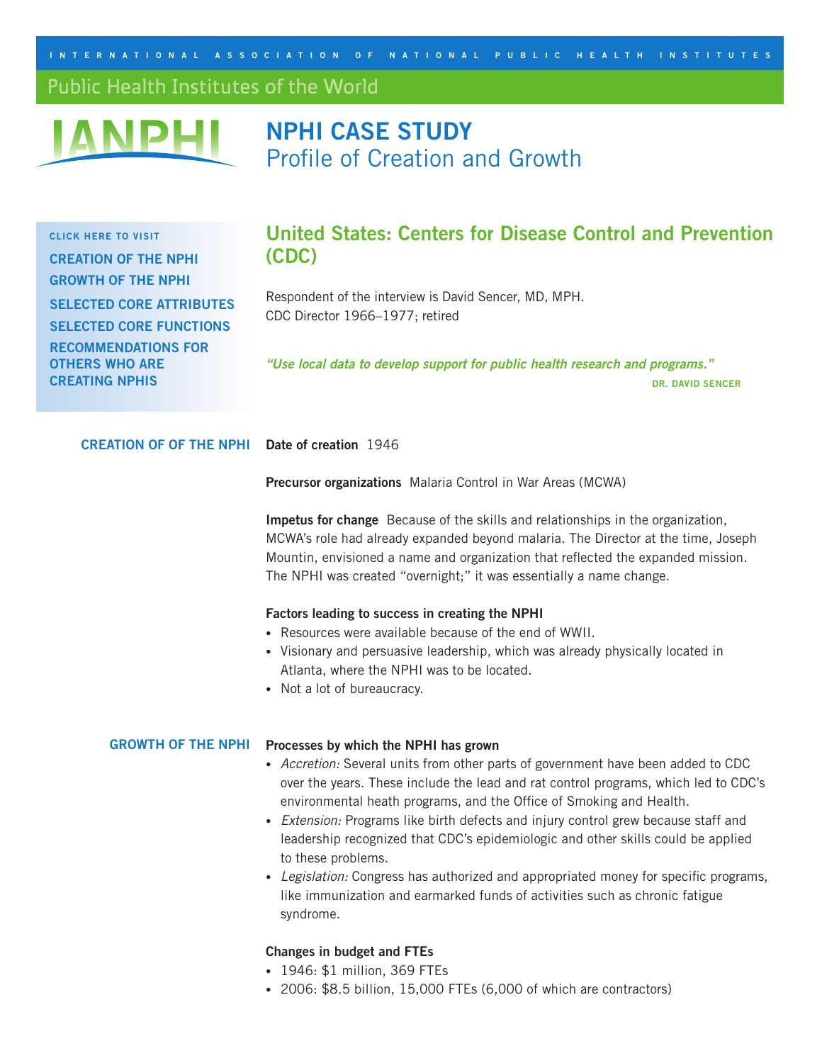INTERNATIONAL ASSOCIATION OF NATIONAL PUBLIC HEALTH INSTITUTES

Public Health Institutes of the World

IANPHI

# NPHI CASE STUDY
## Profile of Creation and Growth

CLICK HERE TO VISIT

- CREATION OF THE NPHI
- GROWTH OF THE NPHI
- SELECTED CORE ATTRIBUTES
- SELECTED CORE FUNCTIONS
- RECOMMENDATIONS FOR OTHERS WHO ARE CREATING NPHIS

## United States: Centers for Disease Control and Prevention (CDC)

Respondent of the interview is David Sencer, MD, MPH.
CDC Director 1966–1977; retired

*"Use local data to develop support for public health research and programs."*

DR. DAVID SENCER

### CREATION OF OF THE NPHI

**Date of creation** 1946

**Precursor organizations** Malaria Control in War Areas (MCWA)

**Impetus for change** Because of the skills and relationships in the organization, MCWA's role had already expanded beyond malaria. The Director at the time, Joseph Mountin, envisioned a name and organization that reflected the expanded mission. The NPHI was created "overnight;" it was essentially a name change.

**Factors leading to success in creating the NPHI**

- Resources were available because of the end of WWII.
- Visionary and persuasive leadership, which was already physically located in Atlanta, where the NPHI was to be located.
- Not a lot of bureaucracy.

### GROWTH OF THE NPHI

**Processes by which the NPHI has grown**

- *Accretion:* Several units from other parts of government have been added to CDC over the years. These include the lead and rat control programs, which led to CDC's environmental heath programs, and the Office of Smoking and Health.
- *Extension:* Programs like birth defects and injury control grew because staff and leadership recognized that CDC's epidemiologic and other skills could be applied to these problems.
- *Legislation:* Congress has authorized and appropriated money for specific programs, like immunization and earmarked funds of activities such as chronic fatigue syndrome.

**Changes in budget and FTEs**

- 1946: $1 million, 369 FTEs
- 2006: $8.5 billion, 15,000 FTEs (6,000 of which are contractors)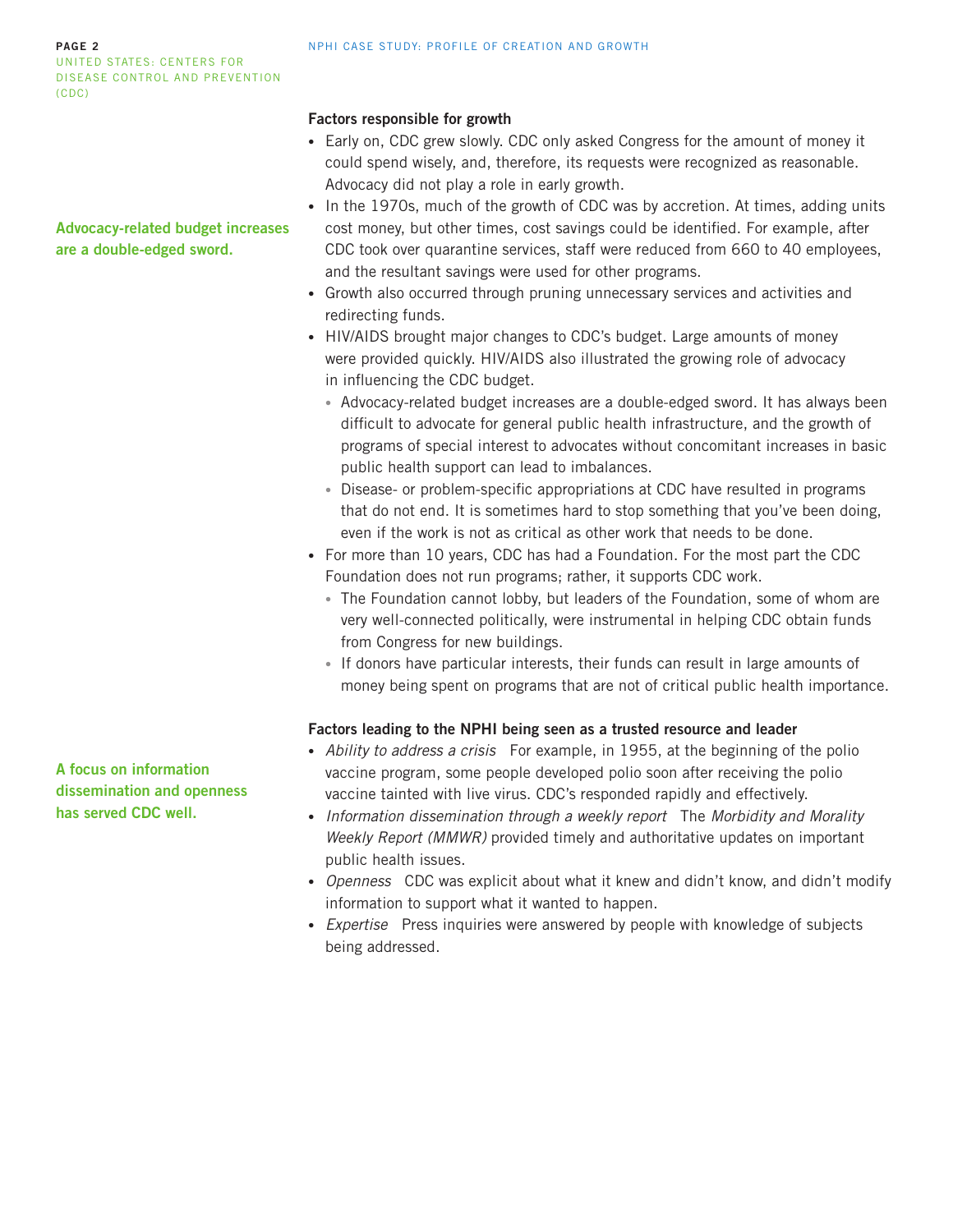**Factors responsible for growth**

- Early on, CDC grew slowly. CDC only asked Congress for the amount of money it could spend wisely, and, therefore, its requests were recognized as reasonable. Advocacy did not play a role in early growth.
- In the 1970s, much of the growth of CDC was by accretion. At times, adding units cost money, but other times, cost savings could be identified. For example, after CDC took over quarantine services, staff were reduced from 660 to 40 employees, and the resultant savings were used for other programs.
- Growth also occurred through pruning unnecessary services and activities and redirecting funds.
- HIV/AIDS brought major changes to CDC's budget. Large amounts of money were provided quickly. HIV/AIDS also illustrated the growing role of advocacy in influencing the CDC budget.
  - Advocacy-related budget increases are a double-edged sword. It has always been difficult to advocate for general public health infrastructure, and the growth of programs of special interest to advocates without concomitant increases in basic public health support can lead to imbalances.
  - Disease- or problem-specific appropriations at CDC have resulted in programs that do not end. It is sometimes hard to stop something that you've been doing, even if the work is not as critical as other work that needs to be done.
- For more than 10 years, CDC has had a Foundation. For the most part the CDC Foundation does not run programs; rather, it supports CDC work.
  - The Foundation cannot lobby, but leaders of the Foundation, some of whom are very well-connected politically, were instrumental in helping CDC obtain funds from Congress for new buildings.
  - If donors have particular interests, their funds can result in large amounts of money being spent on programs that are not of critical public health importance.

**Advocacy-related budget increases are a double-edged sword.**

**Factors leading to the NPHI being seen as a trusted resource and leader**

- *Ability to address a crisis* For example, in 1955, at the beginning of the polio vaccine program, some people developed polio soon after receiving the polio vaccine tainted with live virus. CDC's responded rapidly and effectively.
- *Information dissemination through a weekly report* The *Morbidity and Morality Weekly Report (MMWR)* provided timely and authoritative updates on important public health issues.
- *Openness* CDC was explicit about what it knew and didn't know, and didn't modify information to support what it wanted to happen.
- *Expertise* Press inquiries were answered by people with knowledge of subjects being addressed.

**A focus on information dissemination and openness has served CDC well.**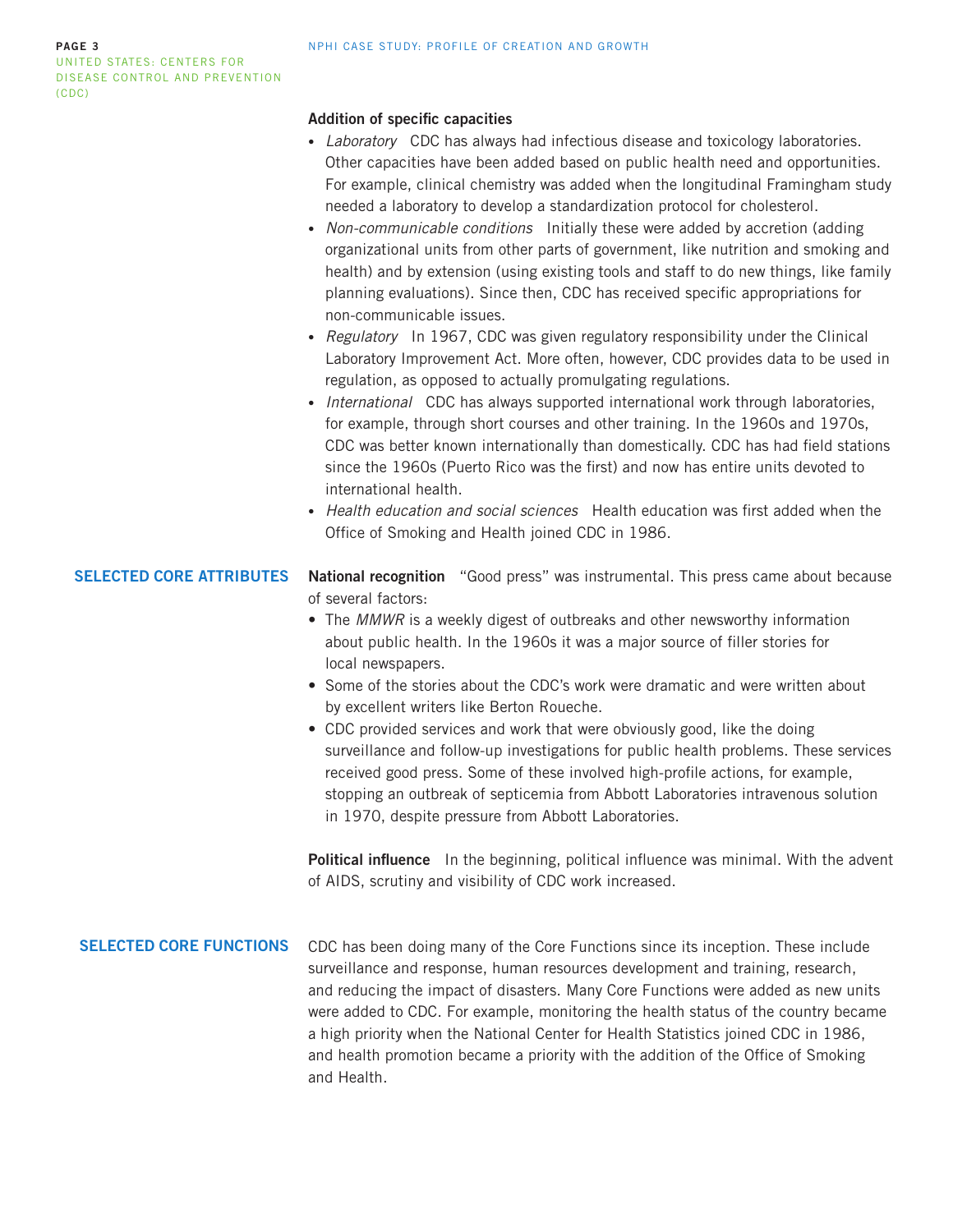**Addition of specific capacities**

- *Laboratory* CDC has always had infectious disease and toxicology laboratories. Other capacities have been added based on public health need and opportunities. For example, clinical chemistry was added when the longitudinal Framingham study needed a laboratory to develop a standardization protocol for cholesterol.
- *Non-communicable conditions* Initially these were added by accretion (adding organizational units from other parts of government, like nutrition and smoking and health) and by extension (using existing tools and staff to do new things, like family planning evaluations). Since then, CDC has received specific appropriations for non-communicable issues.
- *Regulatory* In 1967, CDC was given regulatory responsibility under the Clinical Laboratory Improvement Act. More often, however, CDC provides data to be used in regulation, as opposed to actually promulgating regulations.
- *International* CDC has always supported international work through laboratories, for example, through short courses and other training. In the 1960s and 1970s, CDC was better known internationally than domestically. CDC has had field stations since the 1960s (Puerto Rico was the first) and now has entire units devoted to international health.
- *Health education and social sciences* Health education was first added when the Office of Smoking and Health joined CDC in 1986.

## SELECTED CORE ATTRIBUTES

**National recognition** "Good press" was instrumental. This press came about because of several factors:

- The *MMWR* is a weekly digest of outbreaks and other newsworthy information about public health. In the 1960s it was a major source of filler stories for local newspapers.
- Some of the stories about the CDC's work were dramatic and were written about by excellent writers like Berton Roueche.
- CDC provided services and work that were obviously good, like the doing surveillance and follow-up investigations for public health problems. These services received good press. Some of these involved high-profile actions, for example, stopping an outbreak of septicemia from Abbott Laboratories intravenous solution in 1970, despite pressure from Abbott Laboratories.

**Political influence** In the beginning, political influence was minimal. With the advent of AIDS, scrutiny and visibility of CDC work increased.

## SELECTED CORE FUNCTIONS

CDC has been doing many of the Core Functions since its inception. These include surveillance and response, human resources development and training, research, and reducing the impact of disasters. Many Core Functions were added as new units were added to CDC. For example, monitoring the health status of the country became a high priority when the National Center for Health Statistics joined CDC in 1986, and health promotion became a priority with the addition of the Office of Smoking and Health.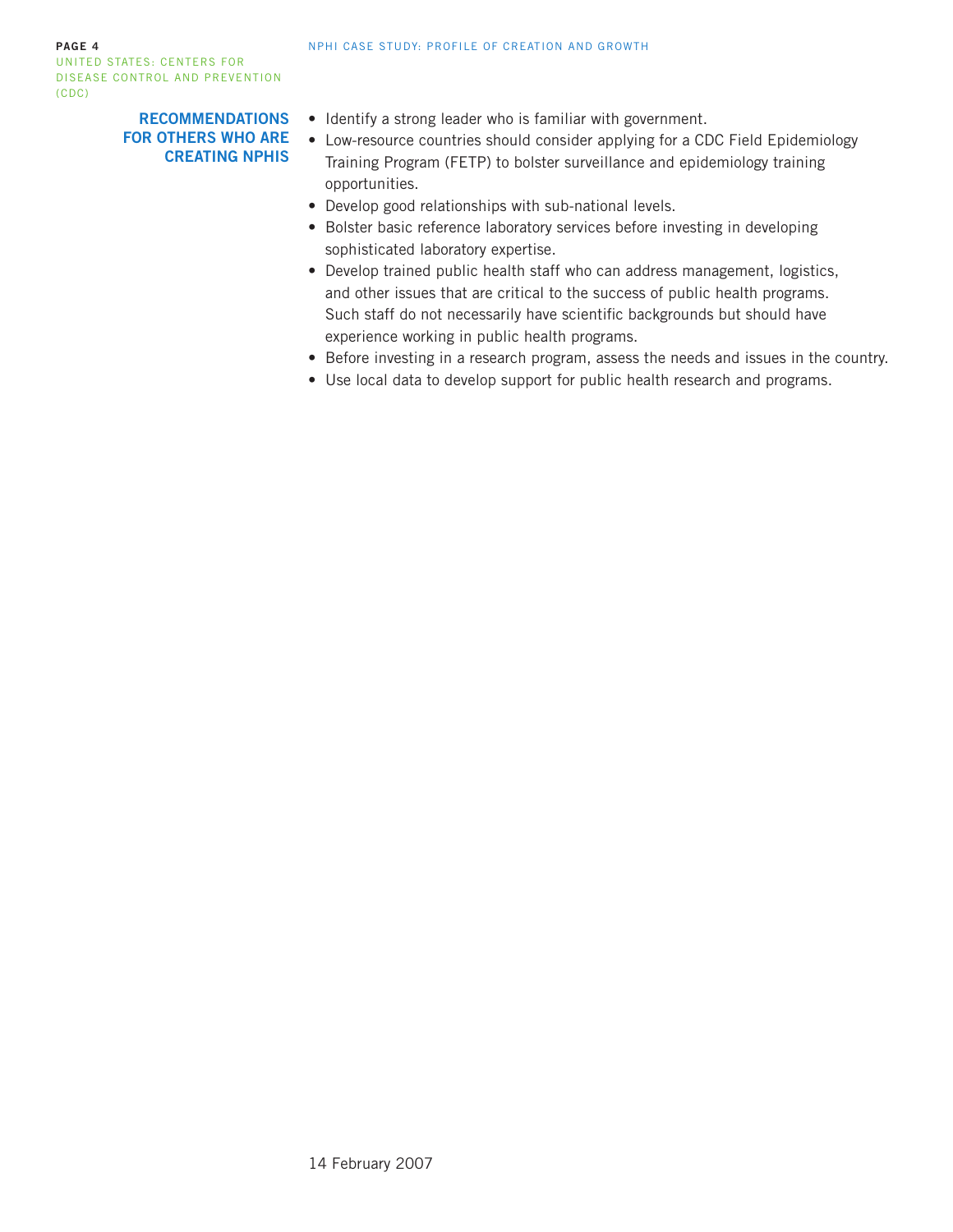## RECOMMENDATIONS FOR OTHERS WHO ARE CREATING NPHIS

- Identify a strong leader who is familiar with government.
- Low-resource countries should consider applying for a CDC Field Epidemiology Training Program (FETP) to bolster surveillance and epidemiology training opportunities.
- Develop good relationships with sub-national levels.
- Bolster basic reference laboratory services before investing in developing sophisticated laboratory expertise.
- Develop trained public health staff who can address management, logistics, and other issues that are critical to the success of public health programs. Such staff do not necessarily have scientific backgrounds but should have experience working in public health programs.
- Before investing in a research program, assess the needs and issues in the country.
- Use local data to develop support for public health research and programs.

14 February 2007